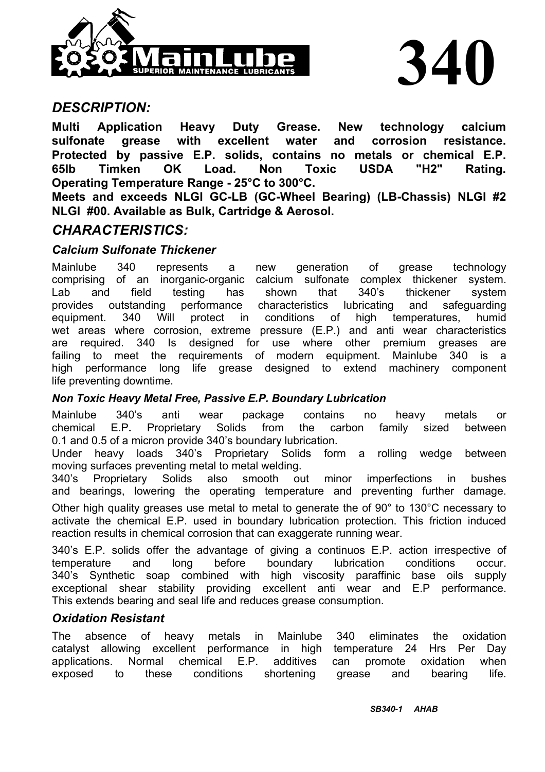MainLube SUPERIOR MAINTENANCE LUBRICANTS

# 340

## *DESCRIPTION:*

**Multi Application Heavy Duty Grease. New technology calcium sulfonate grease with excellent water and corrosion resistance. Protected by passive E.P. solids, contains no metals or chemical E.P. 65lb Timken OK Load. Non Toxic USDA "H2" Rating. Operating Temperature Range - 25°C to 300°C.**

**Meets and exceeds NLGI GC-LB (GC-Wheel Bearing) (LB-Chassis) NLGI #2 NLGI #00. Available as Bulk, Cartridge & Aerosol.**

## *CHARACTERISTICS:*

### *Calcium Sulfonate Thickener*

Mainlube 340 represents a new generation of grease technology comprising of an inorganic-organic calcium sulfonate complex thickener system. Lab and field testing has shown that 340's thickener system provides outstanding performance characteristics lubricating and safeguarding equipment. 340 Will protect in conditions of high temperatures, humid wet areas where corrosion, extreme pressure (E.P.) and anti wear characteristics are required. 340 Is designed for use where other premium greases are failing to meet the requirements of modern equipment. Mainlube 340 is a high performance long life grease designed to extend machinery component life preventing downtime.

### *Non Toxic Heavy Metal Free, Passive E.P. Boundary Lubrication*

Mainlube 340's anti wear package contains no heavy metals or chemical E.P**.** Proprietary Solids from the carbon family sized between 0.1 and 0.5 of a micron provide 340's boundary lubrication.

Under heavy loads 340's Proprietary Solids form a rolling wedge between moving surfaces preventing metal to metal welding.

340's Proprietary Solids also smooth out minor imperfections in bushes and bearings, lowering the operating temperature and preventing further damage.

Other high quality greases use metal to metal to generate the of 90° to 130°C necessary to activate the chemical E.P. used in boundary lubrication protection. This friction induced reaction results in chemical corrosion that can exaggerate running wear.

340's E.P. solids offer the advantage of giving a continuos E.P. action irrespective of temperature and long before boundary lubrication conditions occur. 340's Synthetic soap combined with high viscosity paraffinic base oils supply exceptional shear stability providing excellent anti wear and E.P performance. This extends bearing and seal life and reduces grease consumption.

### *Oxidation Resistant*

The absence of heavy metals in Mainlube 340 eliminates the oxidation catalyst allowing excellent performance in high temperature 24 Hrs Per Day applications. Normal chemical E.P. additives can promote oxidation when exposed to these conditions shortening grease and bearing life.

***SB340-1 AHAB***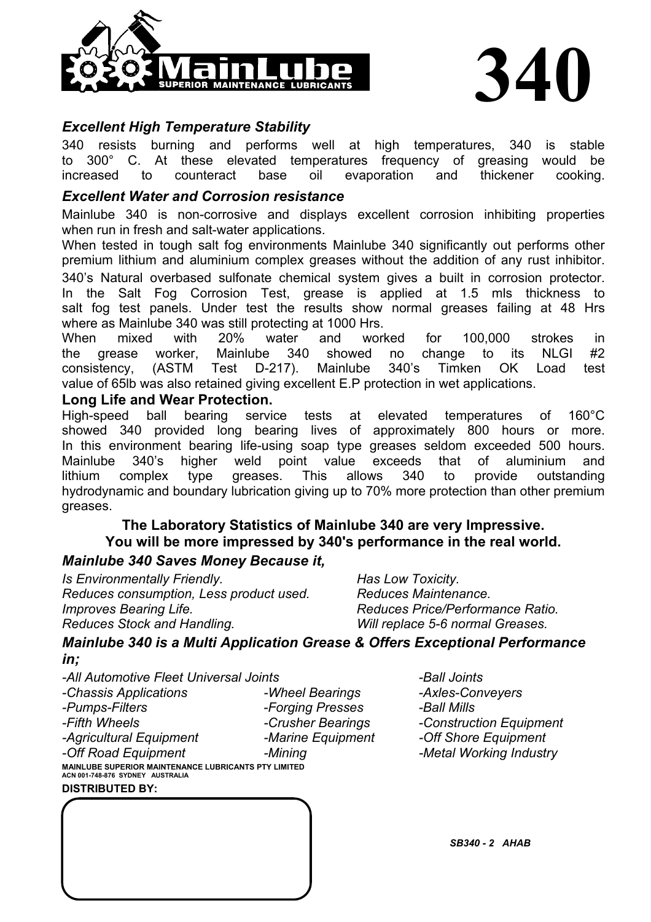# MainLube

SUPERIOR MAINTENANCE LUBRICANTS

# 340

### *Excellent High Temperature Stability*

340 resists burning and performs well at high temperatures, 340 is stable to 300° C. At these elevated temperatures frequency of greasing would be increased to counteract base oil evaporation and thickener cooking.

### *Excellent Water and Corrosion resistance*

Mainlube 340 is non-corrosive and displays excellent corrosion inhibiting properties when run in fresh and salt-water applications.

When tested in tough salt fog environments Mainlube 340 significantly out performs other premium lithium and aluminium complex greases without the addition of any rust inhibitor. 340's Natural overbased sulfonate chemical system gives a built in corrosion protector. In the Salt Fog Corrosion Test, grease is applied at 1.5 mls thickness to salt fog test panels. Under test the results show normal greases failing at 48 Hrs where as Mainlube 340 was still protecting at 1000 Hrs.

When mixed with 20% water and worked for 100,000 strokes in the grease worker, Mainlube 340 showed no change to its NLGI #2 consistency, (ASTM Test D-217). Mainlube 340's Timken OK Load test value of 65lb was also retained giving excellent E.P protection in wet applications.

### Long Life and Wear Protection.

High-speed ball bearing service tests at elevated temperatures of 160°C showed 340 provided long bearing lives of approximately 800 hours or more. In this environment bearing life-using soap type greases seldom exceeded 500 hours. Mainlube 340's higher weld point value exceeds that of aluminium and lithium complex type greases. This allows 340 to provide outstanding hydrodynamic and boundary lubrication giving up to 70% more protection than other premium greases.

**The Laboratory Statistics of Mainlube 340 are very Impressive.**
**You will be more impressed by 340's performance in the real world.**

### *Mainlube 340 Saves Money Because it,*

*Is Environmentally Friendly.*
*Reduces consumption, Less product used.*
*Improves Bearing Life.*
*Reduces Stock and Handling.*
*Has Low Toxicity.*
*Reduces Maintenance.*
*Reduces Price/Performance Ratio.*
*Will replace 5-6 normal Greases.*

### *Mainlube 340 is a Multi Application Grease & Offers Exceptional Performance in;*

*-All Automotive Fleet Universal Joints*
*-Chassis Applications*
*-Pumps-Filters*
*-Fifth Wheels*
*-Agricultural Equipment*
*-Off Road Equipment*
*-Wheel Bearings*
*-Forging Presses*
*-Crusher Bearings*
*-Marine Equipment*
*-Mining*
*-Ball Joints*
*-Axles-Conveyers*
*-Ball Mills*
*-Construction Equipment*
*-Off Shore Equipment*
*-Metal Working Industry*

**MAINLUBE SUPERIOR MAINTENANCE LUBRICANTS PTY LIMITED**
**ACN 001-748-876 SYDNEY AUSTRALIA**

**DISTRIBUTED BY:**

*SB340 - 2 AHAB*